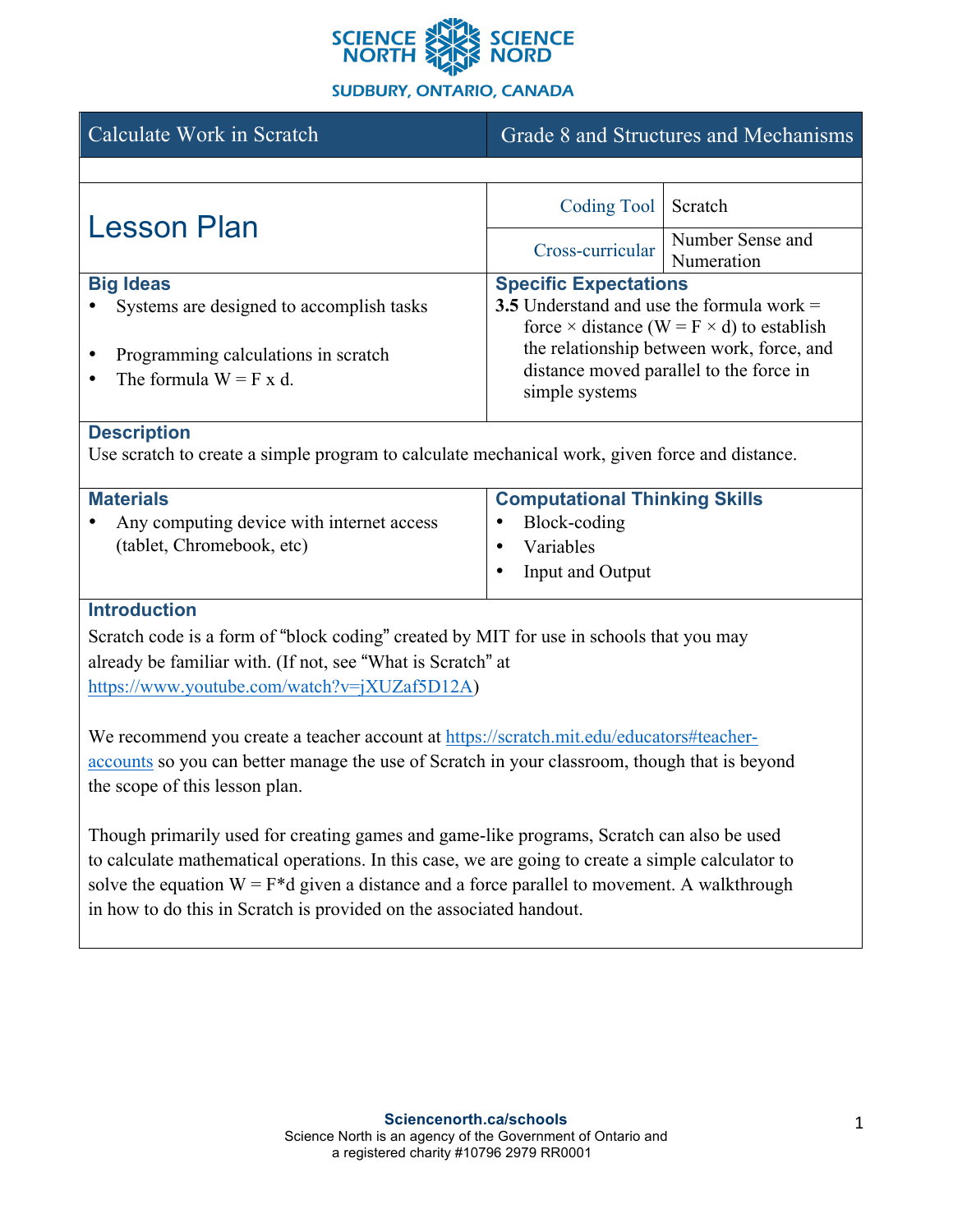SCIENCE NORTH SCIENCE NORD

SUDBURY, ONTARIO, CANADA

| Calculate Work in Scratch | Grade 8 and Structures and Mechanisms |
| --- | --- |

# Lesson Plan

| Coding Tool | Scratch |
| --- | --- |
| Cross-curricular | Number Sense and Numeration |

### Big Ideas

- Systems are designed to accomplish tasks
- Programming calculations in scratch
- The formula W = F x d.

### Specific Expectations

**3.5** Understand and use the formula work = force × distance (W = F × d) to establish the relationship between work, force, and distance moved parallel to the force in simple systems

### Description

Use scratch to create a simple program to calculate mechanical work, given force and distance.

### Materials

- Any computing device with internet access (tablet, Chromebook, etc)

### Computational Thinking Skills

- Block-coding
- Variables
- Input and Output

### Introduction

Scratch code is a form of “block coding” created by MIT for use in schools that you may already be familiar with. (If not, see “What is Scratch” at https://www.youtube.com/watch?v=jXUZaf5D12A)

We recommend you create a teacher account at https://scratch.mit.edu/educators#teacher-accounts so you can better manage the use of Scratch in your classroom, though that is beyond the scope of this lesson plan.

Though primarily used for creating games and game-like programs, Scratch can also be used to calculate mathematical operations. In this case, we are going to create a simple calculator to solve the equation W = F*d given a distance and a force parallel to movement. A walkthrough in how to do this in Scratch is provided on the associated handout.

**Sciencenorth.ca/schools**
Science North is an agency of the Government of Ontario and a registered charity #10796 2979 RR0001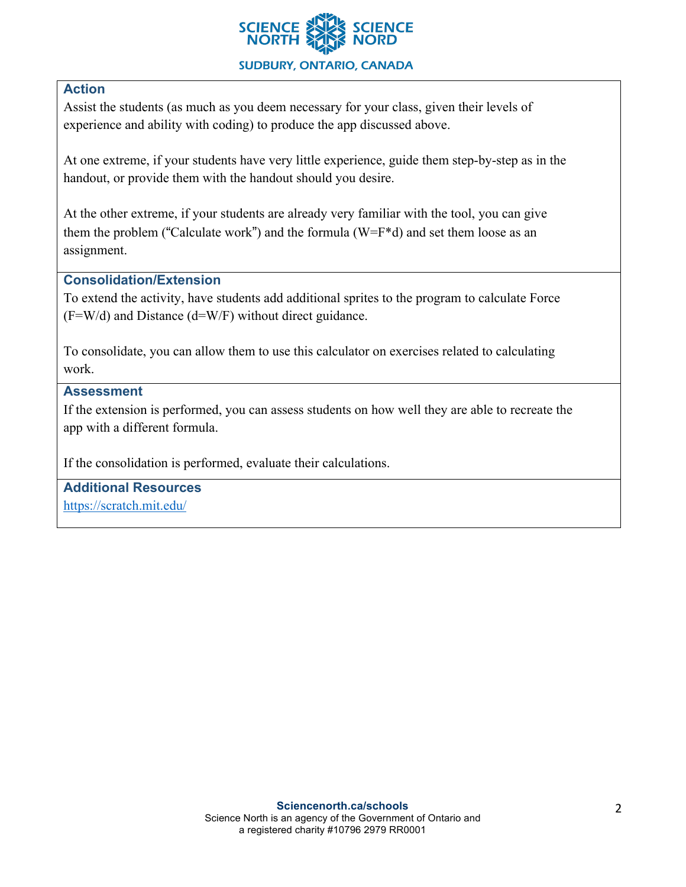## Action

Assist the students (as much as you deem necessary for your class, given their levels of experience and ability with coding) to produce the app discussed above.

At one extreme, if your students have very little experience, guide them step-by-step as in the handout, or provide them with the handout should you desire.

At the other extreme, if your students are already very familiar with the tool, you can give them the problem ("Calculate work") and the formula ($W=F*d$) and set them loose as an assignment.

## Consolidation/Extension

To extend the activity, have students add additional sprites to the program to calculate Force ($F=W/d$) and Distance ($d=W/F$) without direct guidance.

To consolidate, you can allow them to use this calculator on exercises related to calculating work.

## Assessment

If the extension is performed, you can assess students on how well they are able to recreate the app with a different formula.

If the consolidation is performed, evaluate their calculations.

## Additional Resources

https://scratch.mit.edu/